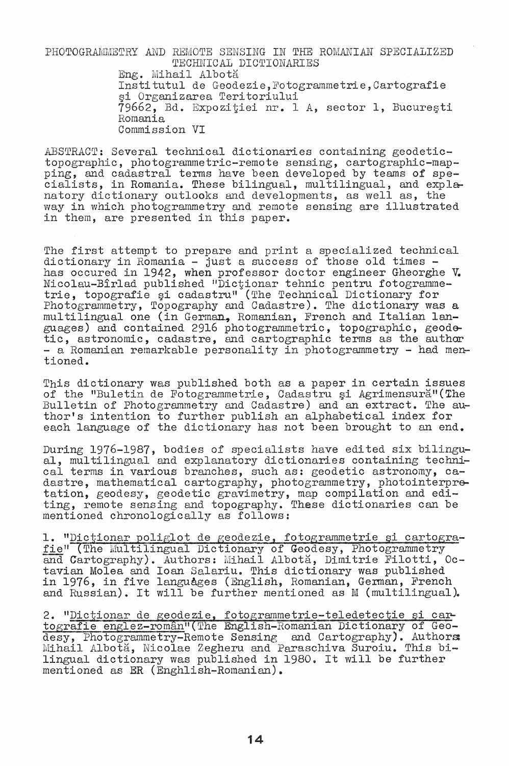# PHOTOGRAMMETRY AND REMOTE SENSING IN THE ROMANIAN SPECIALIZED TECHNICAL DICTIONARIES

Eng. Mihail Albotă
Institutul de Geodezie, Fotogrammetrie, Cartografie şi Organizarea Teritoriului
79662, Bd. Expoziţiei nr. 1 A, sector 1, Bucureşti
Romania
Commission VI

ABSTRACT: Several technical dictionaries containing geodetic-topographic, photogrammetric-remote sensing, cartographic-mapping, and cadastral terms have been developed by teams of specialists, in Romania. These bilingual, multilingual, and explanatory dictionary outlooks and developments, as well as, the way in which photogrammetry and remote sensing are illustrated in them, are presented in this paper.

The first attempt to prepare and print a specialized technical dictionary in Romania - just a success of those old times - has occured in 1942, when professor doctor engineer Gheorghe V. Nicolau-Bîrlad published "Dicţionar tehnic pentru fotogrammetrie, topografie şi cadastru" (The Technical Dictionary for Photogrammetry, Topography and Cadastre). The dictionary was a multilingual one (in German, Romanian, French and Italian languages) and contained 2916 photogrammetric, topographic, geodetic, astronomic, cadastre, and cartographic terms as the author - a Romanian remarkable personality in photogrammetry - had mentioned.

This dictionary was published both as a paper in certain issues of the "Buletin de Fotogrammetrie, Cadastru şi Agrimensură" (The Bulletin of Photogrammetry and Cadastre) and an extract. The author's intention to further publish an alphabetical index for each language of the dictionary has not been brought to an end.

During 1976-1987, bodies of specialists have edited six bilingual, multilingual and explanatory dictionaries containing technical terms in various branches, such as: geodetic astronomy, cadastre, mathematical cartography, photogrammetry, photointerpretation, geodesy, geodetic gravimetry, map compilation and editing, remote sensing and topography. These dictionaries can be mentioned chronologically as follows:

1. "Dicţionar poliglot de geodezie, fotogrammetrie şi cartografie" (The Multilingual Dictionary of Geodesy, Photogrammetry and Cartography). Authors: Mihail Albotă, Dimitrie Filotti, Octavian Molea and Ioan Salariu. This dictionary was published in 1976, in five languâges (English, Romanian, German, French and Russian). It will be further mentioned as M (multilingual).

2. "Dicţionar de geodezie, fotogrammetrie-teledetecţie şi cartografie englez-român" (The English-Romanian Dictionary of Geodesy, Photogrammetry-Remote Sensing and Cartography). Authors: Mihail Albotă, Nicolae Zegheru and Paraschiva Suroiu. This bilingual dictionary was published in 1980. It will be further mentioned as ER (Enghlish-Romanian).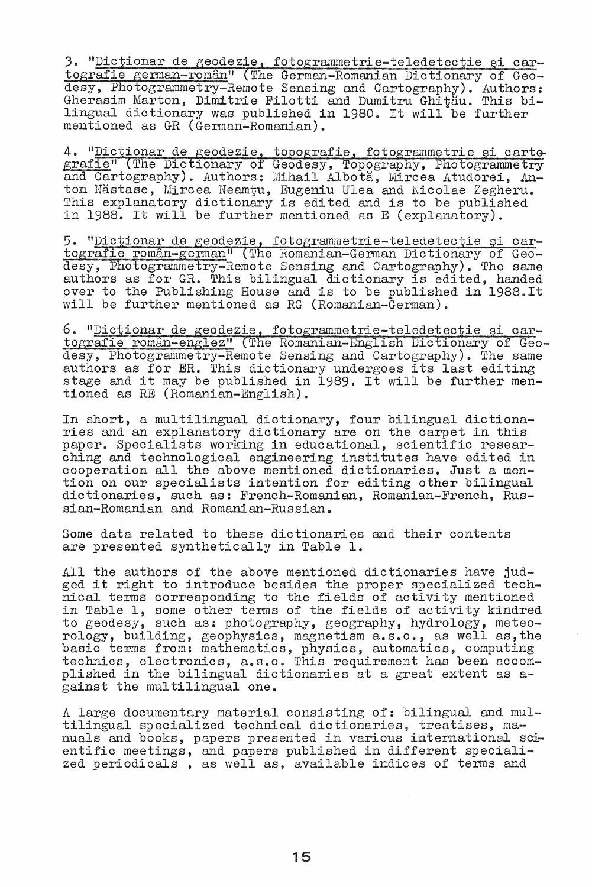3. "<u>Dicţionar de geodezie, fotogrammetrie-teledetecţie şi cartografie german-român</u>" (The German-Romanian Dictionary of Geodesy, Photogrammetry-Remote Sensing and Cartography). Authors: Gherasim Marton, Dimitrie Filotti and Dumitru Ghiţău. This bilingual dictionary was published in 1980. It will be further mentioned as GR (German-Romanian).

4. "<u>Dicţionar de geodezie, topografie, fotogrammetrie şi cartografie</u>" (The Dictionary of Geodesy, Topography, Photogrammetry and Cartography). Authors: Mihail Albotă, Mircea Atudorei, Anton Năstase, Mircea Neamţu, Eugeniu Ulea and Nicolae Zegheru. This explanatory dictionary is edited and is to be published in 1988. It will be further mentioned as E (explanatory).

5. "<u>Dicţionar de geodezie, fotogrammetrie-teledetecţie şi cartografie român-german</u>" (The Romanian-German Dictionary of Geodesy, Photogrammetry-Remote Sensing and Cartography). The same authors as for GR. This bilingual dictionary is edited, handed over to the Publishing House and is to be published in 1988. It will be further mentioned as RG (Romanian-German).

6. "<u>Dicţionar de geodezie, fotogrammetrie-teledetecţie şi cartografie român-englez</u>" (The Romanian-English Dictionary of Geodesy, Photogrammetry-Remote Sensing and Cartography). The same authors as for ER. This dictionary undergoes its last editing stage and it may be published in 1989. It will be further mentioned as RE (Romanian-English).

In short, a multilingual dictionary, four bilingual dictionaries and an explanatory dictionary are on the carpet in this paper. Specialists working in educational, scientific researching and technological engineering institutes have edited in cooperation all the above mentioned dictionaries. Just a mention on our specialists intention for editing other bilingual dictionaries, such as: French-Romanian, Romanian-French, Russian-Romanian and Romanian-Russian.

Some data related to these dictionaries and their contents are presented synthetically in Table 1.

All the authors of the above mentioned dictionaries have judged it right to introduce besides the proper specialized technical terms corresponding to the fields of activity mentioned in Table 1, some other terms of the fields of activity kindred to geodesy, such as: photography, geography, hydrology, meteorology, building, geophysics, magnetism a.s.o., as well as,the basic terms from: mathematics, physics, automatics, computing technics, electronics, a.s.o. This requirement has been accomplished in the bilingual dictionaries at a great extent as against the multilingual one.

A large documentary material consisting of: bilingual and multilingual specialized technical dictionaries, treatises, manuals and books, papers presented in various international scientific meetings, and papers published in different specialized periodicals , as well as, available indices of terms and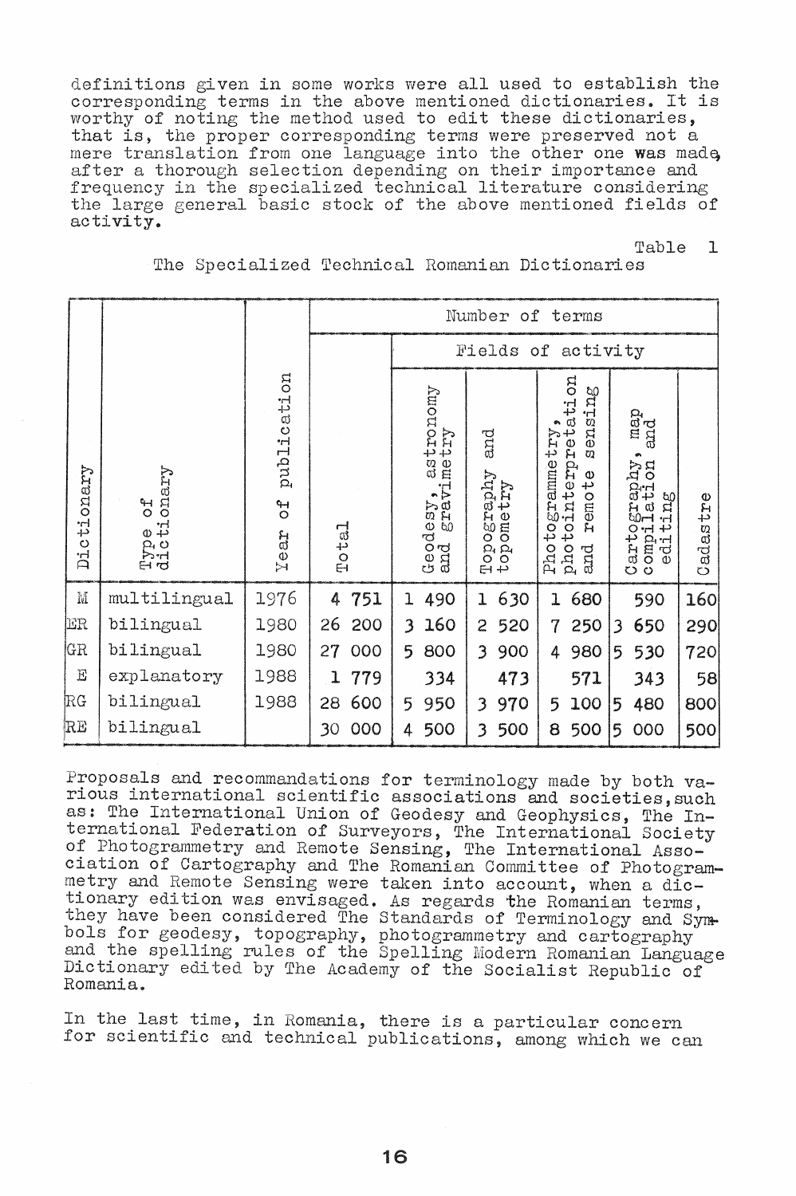definitions given in some works were all used to establish the corresponding terms in the above mentioned dictionaries. It is worthy of noting the method used to edit these dictionaries, that is, the proper corresponding terms were preserved not a mere translation from one language into the other one was made, after a thorough selection depending on their importance and frequency in the specialized technical literature considering the large general basic stock of the above mentioned fields of activity.

Table 1

The Specialized Technical Romanian Dictionaries

| Dictionary | Type of dictionary | Year of publication | Number of terms | | | | | |
|---|---|---|---|---|---|---|---|---|
| | | | Total | Fields of activity | | | | |
| | | | | Geodesy, astronomy and gravimetry | Topography and topometry | Photogrammetry, photointerpretation and remote sensing | Cartography, map compilation and editing | Cadastre |
| M | multilingual | 1976 | 4 751 | 1 490 | 1 630 | 1 680 | 590 | 160 |
| ER | bilingual | 1980 | 26 200 | 3 160 | 2 520 | 7 250 | 3 650 | 290 |
| GR | bilingual | 1980 | 27 000 | 5 800 | 3 900 | 4 980 | 5 530 | 720 |
| E | explanatory | 1988 | 1 779 | 334 | 473 | 571 | 343 | 58 |
| RG | bilingual | 1988 | 28 600 | 5 950 | 3 970 | 5 100 | 5 480 | 800 |
| RE | bilingual | | 30 000 | 4 500 | 3 500 | 8 500 | 5 000 | 500 |

Proposals and recommandations for terminology made by both various international scientific associations and societies, such as: The International Union of Geodesy and Geophysics, The International Federation of Surveyors, The International Society of Photogrammetry and Remote Sensing, The International Association of Cartography and The Romanian Committee of Photogrammetry and Remote Sensing were taken into account, when a dictionary edition was envisaged. As regards the Romanian terms, they have been considered The Standards of Terminology and Symbols for geodesy, topography, photogrammetry and cartography and the spelling rules of the Spelling Modern Romanian Language Dictionary edited by The Academy of the Socialist Republic of Romania.

In the last time, in Romania, there is a particular concern for scientific and technical publications, among which we can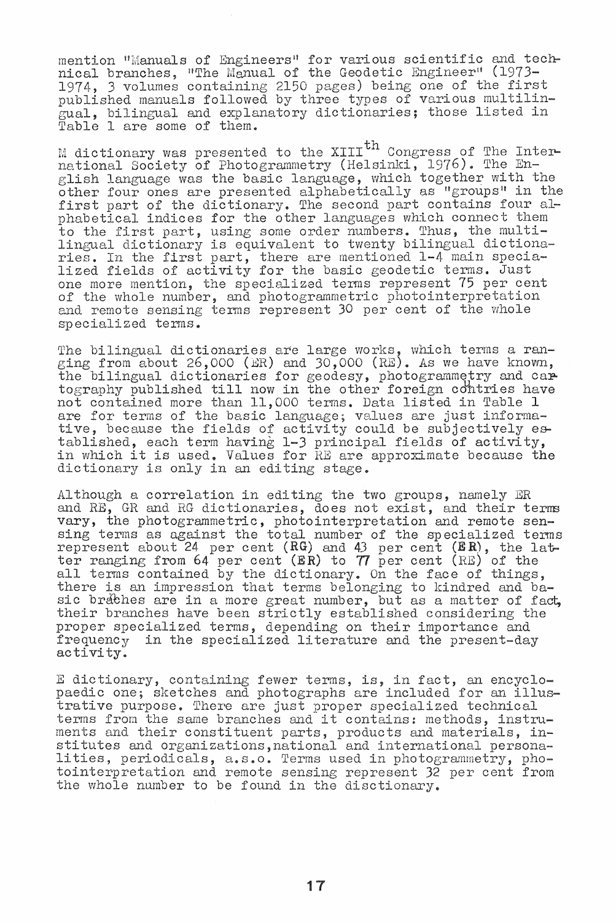mention "Manuals of Engineers" for various scientific and technical branches, "The Manual of the Geodetic Engineer" (1973-1974, 3 volumes containing 2150 pages) being one of the first published manuals followed by three types of various multilingual, bilingual and explanatory dictionaries; those listed in Table 1 are some of them.

M dictionary was presented to the XIII$^{th}$ Congress of The International Society of Photogrammetry (Helsinki, 1976). The English language was the basic language, which together with the other four ones are presented alphabetically as "groups" in the first part of the dictionary. The second part contains four alphabetical indices for the other languages which connect them to the first part, using some order numbers. Thus, the multilingual dictionary is equivalent to twenty bilingual dictionaries. In the first part, there are mentioned 1-4 main specialized fields of activity for the basic geodetic terms. Just one more mention, the specialized terms represent 75 per cent of the whole number, and photogrammetric photointerpretation and remote sensing terms represent 30 per cent of the whole specialized terms.

The bilingual dictionaries are large works, which terms a ranging from about 26,000 (ER) and 30,000 (RE). As we have known, the bilingual dictionaries for geodesy, photogrammetry and cartography published till now in the other foreign contries have not contained more than 11,000 terms. Data listed in Table 1 are for terms of the basic language; values are just informative, because the fields of activity could be subjectively established, each term having 1-3 principal fields of activity, in which it is used. Values for RE are approximate because the dictionary is only in an editing stage.

Although a correlation in editing the two groups, namely ER and RE, GR and RG dictionaries, does not exist, and their terms vary, the photogrammetric, photointerpretation and remote sensing terms as against the total number of the specialized terms represent about 24 per cent (RG) and 43 per cent (ER), the latter ranging from 64 per cent (ER) to 77 per cent (RE) of the all terms contained by the dictionary. On the face of things, there is an impression that terms belonging to kindred and basic braches are in a more great number, but as a matter of fact, their branches have been strictly established considering the proper specialized terms, depending on their importance and frequency in the specialized literature and the present-day activity.

E dictionary, containing fewer terms, is, in fact, an encyclopaedic one; sketches and photographs are included for an illustrative purpose. There are just proper specialized technical terms from the same branches and it contains: methods, instruments and their constituent parts, products and materials, institutes and organizations, national and international personalities, periodicals, a.s.o. Terms used in photogrammetry, photointerpretation and remote sensing represent 32 per cent from the whole number to be found in the disctionary.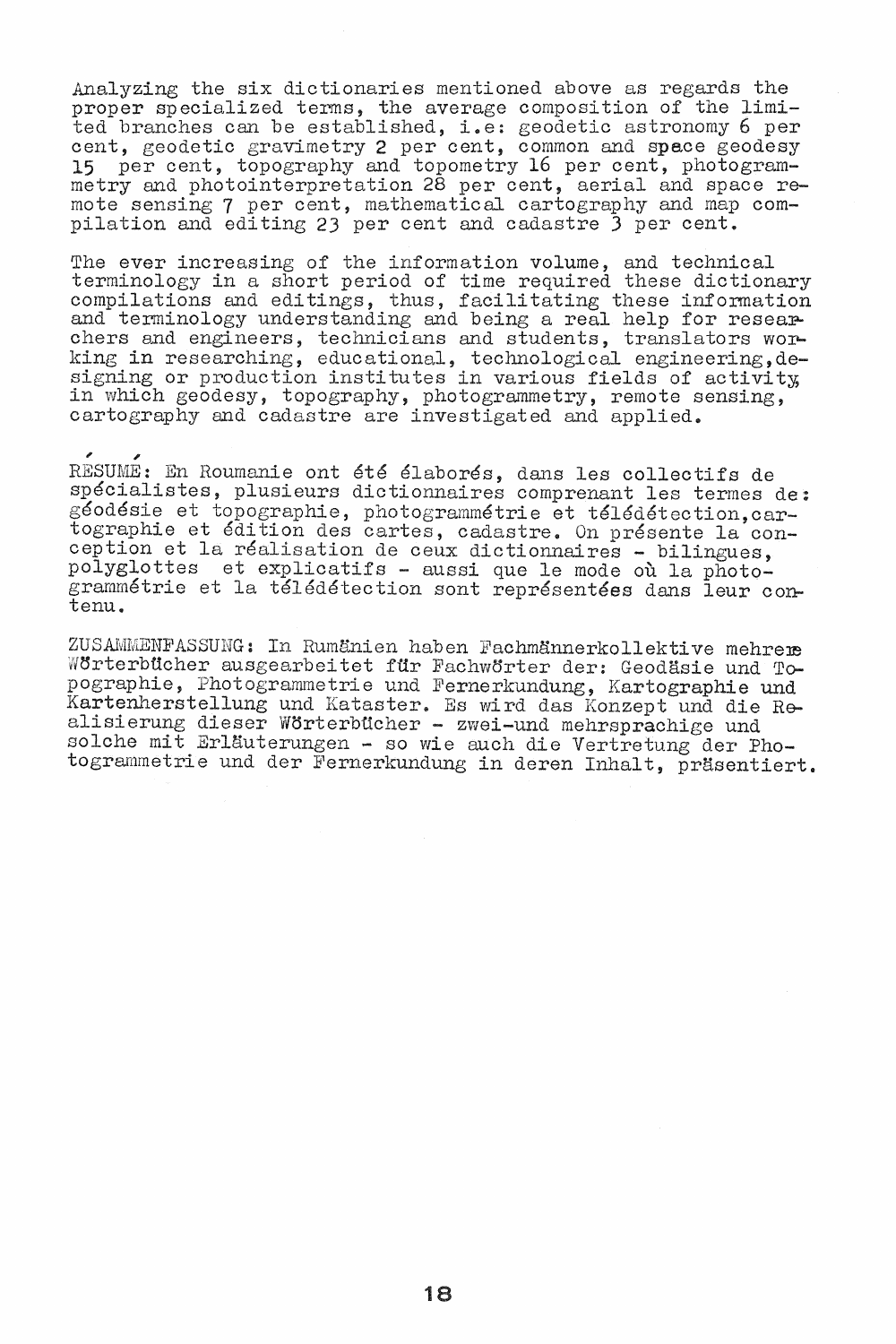Analyzing the six dictionaries mentioned above as regards the proper specialized terms, the average composition of the limited branches can be established, i.e: geodetic astronomy 6 per cent, geodetic gravimetry 2 per cent, common and space geodesy 15 per cent, topography and topometry 16 per cent, photogrammetry and photointerpretation 28 per cent, aerial and space remote sensing 7 per cent, mathematical cartography and map compilation and editing 23 per cent and cadastre 3 per cent.

The ever increasing of the information volume, and technical terminology in a short period of time required these dictionary compilations and editings, thus, facilitating these information and terminology understanding and being a real help for researchers and engineers, technicians and students, translators working in researching, educational, technological engineering, designing or production institutes in various fields of activity, in which geodesy, topography, photogrammetry, remote sensing, cartography and cadastre are investigated and applied.

RÉSUMÉ: En Roumanie ont été élaborés, dans les collectifs de spécialistes, plusieurs dictionnaires comprenant les termes de: géodésie et topographie, photogrammétrie et télédétection, cartographie et édition des cartes, cadastre. On présente la conception et la réalisation de ceux dictionnaires - bilingues, polyglottes et explicatifs - aussi que le mode où la photogrammétrie et la télédétection sont représentées dans leur contenu.

ZUSAMMENFASSUNG: In Rumänien haben Fachmännerkollektive mehrere Wörterbücher ausgearbeitet für Fachwörter der: Geodäsie und Topographie, Photogrammetrie und Fernerkundung, Kartographie und Kartenherstellung und Kataster. Es wird das Konzept und die Realisierung dieser Wörterbücher - zwei-und mehrsprachige und solche mit Erläuterungen - so wie auch die Vertretung der Photogrammetrie und der Fernerkundung in deren Inhalt, präsentiert.